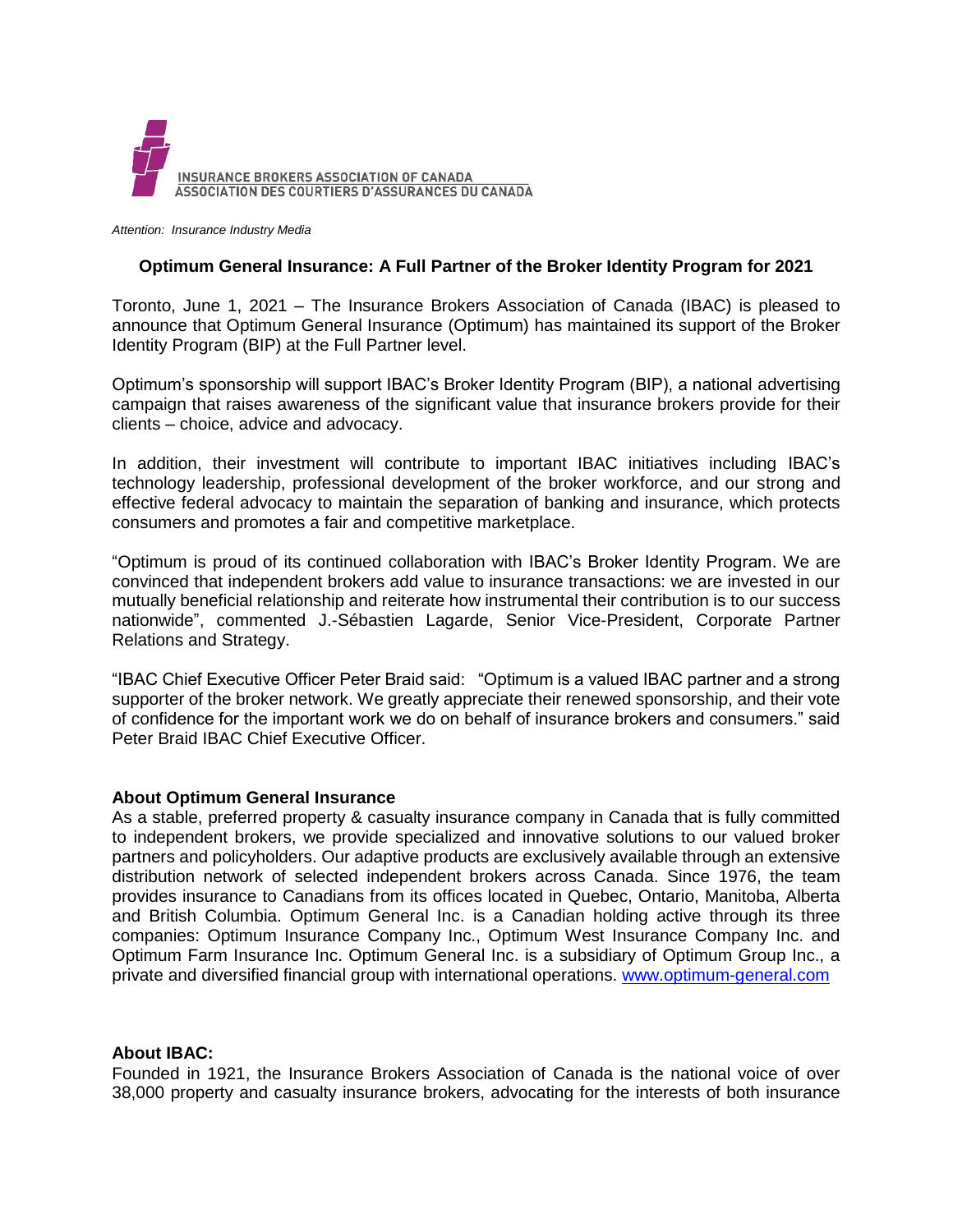INSURANCE BROKERS ASSOCIATION OF CANADA
ASSOCIATION DES COURTIERS D'ASSURANCES DU CANADA

*Attention: Insurance Industry Media*

**Optimum General Insurance: A Full Partner of the Broker Identity Program for 2021**

Toronto, June 1, 2021 – The Insurance Brokers Association of Canada (IBAC) is pleased to announce that Optimum General Insurance (Optimum) has maintained its support of the Broker Identity Program (BIP) at the Full Partner level.

Optimum's sponsorship will support IBAC's Broker Identity Program (BIP), a national advertising campaign that raises awareness of the significant value that insurance brokers provide for their clients – choice, advice and advocacy.

In addition, their investment will contribute to important IBAC initiatives including IBAC's technology leadership, professional development of the broker workforce, and our strong and effective federal advocacy to maintain the separation of banking and insurance, which protects consumers and promotes a fair and competitive marketplace.

"Optimum is proud of its continued collaboration with IBAC's Broker Identity Program. We are convinced that independent brokers add value to insurance transactions: we are invested in our mutually beneficial relationship and reiterate how instrumental their contribution is to our success nationwide", commented J.-Sébastien Lagarde, Senior Vice-President, Corporate Partner Relations and Strategy.

"IBAC Chief Executive Officer Peter Braid said: "Optimum is a valued IBAC partner and a strong supporter of the broker network. We greatly appreciate their renewed sponsorship, and their vote of confidence for the important work we do on behalf of insurance brokers and consumers." said Peter Braid IBAC Chief Executive Officer.

**About Optimum General Insurance**

As a stable, preferred property & casualty insurance company in Canada that is fully committed to independent brokers, we provide specialized and innovative solutions to our valued broker partners and policyholders. Our adaptive products are exclusively available through an extensive distribution network of selected independent brokers across Canada. Since 1976, the team provides insurance to Canadians from its offices located in Quebec, Ontario, Manitoba, Alberta and British Columbia. Optimum General Inc. is a Canadian holding active through its three companies: Optimum Insurance Company Inc., Optimum West Insurance Company Inc. and Optimum Farm Insurance Inc. Optimum General Inc. is a subsidiary of Optimum Group Inc., a private and diversified financial group with international operations. [www.optimum-general.com](www.optimum-general.com)

**About IBAC:**

Founded in 1921, the Insurance Brokers Association of Canada is the national voice of over 38,000 property and casualty insurance brokers, advocating for the interests of both insurance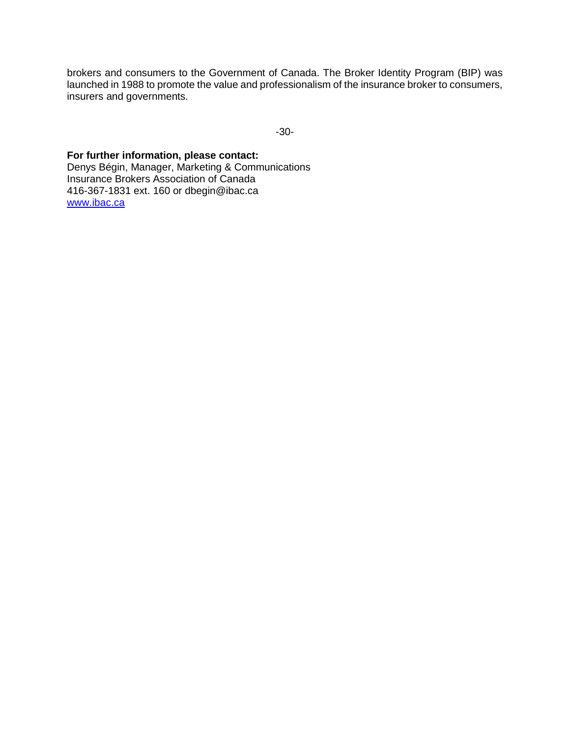brokers and consumers to the Government of Canada. The Broker Identity Program (BIP) was launched in 1988 to promote the value and professionalism of the insurance broker to consumers, insurers and governments.

-30-

**For further information, please contact:**
Denys Bégin, Manager, Marketing & Communications
Insurance Brokers Association of Canada
416-367-1831 ext. 160 or dbegin@ibac.ca
www.ibac.ca